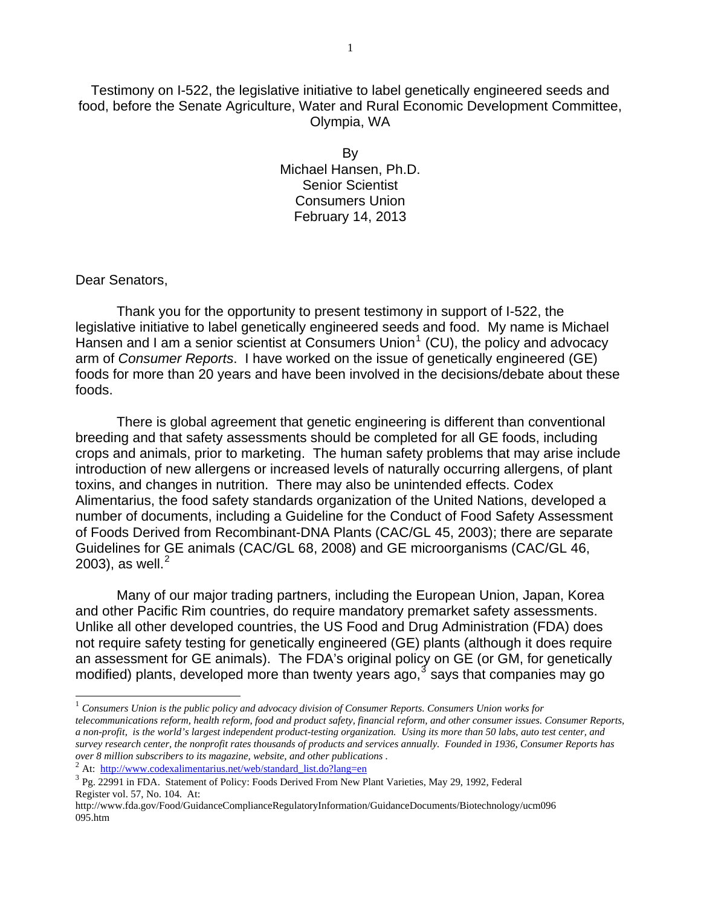Testimony on I-522, the legislative initiative to label genetically engineered seeds and food, before the Senate Agriculture, Water and Rural Economic Development Committee, Olympia, WA

By
Michael Hansen, Ph.D.
Senior Scientist
Consumers Union
February 14, 2013

Dear Senators,

Thank you for the opportunity to present testimony in support of I-522, the legislative initiative to label genetically engineered seeds and food. My name is Michael Hansen and I am a senior scientist at Consumers Union[1] (CU), the policy and advocacy arm of *Consumer Reports*. I have worked on the issue of genetically engineered (GE) foods for more than 20 years and have been involved in the decisions/debate about these foods.

There is global agreement that genetic engineering is different than conventional breeding and that safety assessments should be completed for all GE foods, including crops and animals, prior to marketing. The human safety problems that may arise include introduction of new allergens or increased levels of naturally occurring allergens, of plant toxins, and changes in nutrition. There may also be unintended effects. Codex Alimentarius, the food safety standards organization of the United Nations, developed a number of documents, including a Guideline for the Conduct of Food Safety Assessment of Foods Derived from Recombinant-DNA Plants (CAC/GL 45, 2003); there are separate Guidelines for GE animals (CAC/GL 68, 2008) and GE microorganisms (CAC/GL 46, 2003), as well.[2]

Many of our major trading partners, including the European Union, Japan, Korea and other Pacific Rim countries, do require mandatory premarket safety assessments. Unlike all other developed countries, the US Food and Drug Administration (FDA) does not require safety testing for genetically engineered (GE) plants (although it does require an assessment for GE animals). The FDA's original policy on GE (or GM, for genetically modified) plants, developed more than twenty years ago,[3] says that companies may go

---

[1] *Consumers Union is the public policy and advocacy division of Consumer Reports. Consumers Union works for telecommunications reform, health reform, food and product safety, financial reform, and other consumer issues. Consumer Reports, a non-profit, is the world's largest independent product-testing organization. Using its more than 50 labs, auto test center, and survey research center, the nonprofit rates thousands of products and services annually. Founded in 1936, Consumer Reports has over 8 million subscribers to its magazine, website, and other publications .*

[2] At: http://www.codexalimentarius.net/web/standard_list.do?lang=en

[3] Pg. 22991 in FDA. Statement of Policy: Foods Derived From New Plant Varieties, May 29, 1992, Federal Register vol. 57, No. 104. At: http://www.fda.gov/Food/GuidanceComplianceRegulatoryInformation/GuidanceDocuments/Biotechnology/ucm096095.htm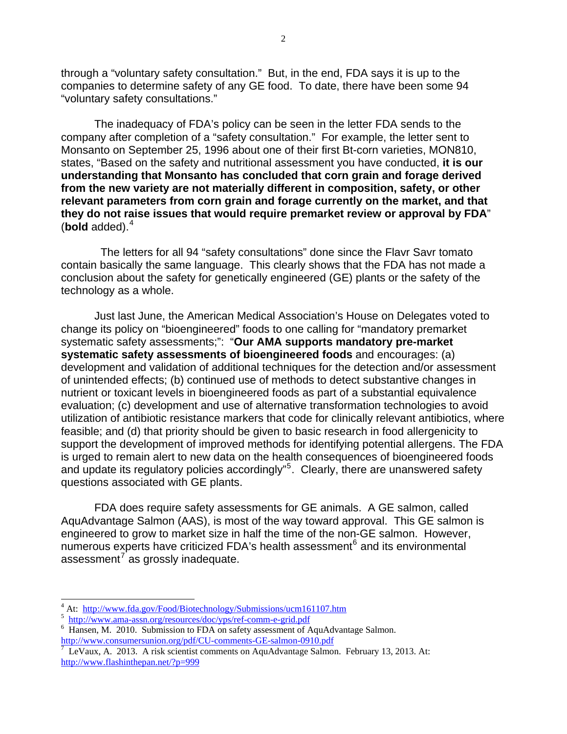through a "voluntary safety consultation." But, in the end, FDA says it is up to the companies to determine safety of any GE food. To date, there have been some 94 "voluntary safety consultations."

The inadequacy of FDA's policy can be seen in the letter FDA sends to the company after completion of a "safety consultation." For example, the letter sent to Monsanto on September 25, 1996 about one of their first Bt-corn varieties, MON810, states, "Based on the safety and nutritional assessment you have conducted, **it is our understanding that Monsanto has concluded that corn grain and forage derived from the new variety are not materially different in composition, safety, or other relevant parameters from corn grain and forage currently on the market, and that they do not raise issues that would require premarket review or approval by FDA**" (**bold** added).[4]

The letters for all 94 "safety consultations" done since the Flavr Savr tomato contain basically the same language. This clearly shows that the FDA has not made a conclusion about the safety for genetically engineered (GE) plants or the safety of the technology as a whole.

Just last June, the American Medical Association's House on Delegates voted to change its policy on "bioengineered" foods to one calling for "mandatory premarket systematic safety assessments;": "**Our AMA supports mandatory pre-market systematic safety assessments of bioengineered foods** and encourages: (a) development and validation of additional techniques for the detection and/or assessment of unintended effects; (b) continued use of methods to detect substantive changes in nutrient or toxicant levels in bioengineered foods as part of a substantial equivalence evaluation; (c) development and use of alternative transformation technologies to avoid utilization of antibiotic resistance markers that code for clinically relevant antibiotics, where feasible; and (d) that priority should be given to basic research in food allergenicity to support the development of improved methods for identifying potential allergens. The FDA is urged to remain alert to new data on the health consequences of bioengineered foods and update its regulatory policies accordingly"[5]. Clearly, there are unanswered safety questions associated with GE plants.

FDA does require safety assessments for GE animals. A GE salmon, called AquAdvantage Salmon (AAS), is most of the way toward approval. This GE salmon is engineered to grow to market size in half the time of the non-GE salmon. However, numerous experts have criticized FDA's health assessment[6] and its environmental assessment[7] as grossly inadequate.

---

[4] At: http://www.fda.gov/Food/Biotechnology/Submissions/ucm161107.htm

[5] http://www.ama-assn.org/resources/doc/yps/ref-comm-e-grid.pdf

[6] Hansen, M. 2010. Submission to FDA on safety assessment of AquAdvantage Salmon. http://www.consumersunion.org/pdf/CU-comments-GE-salmon-0910.pdf

[7] LeVaux, A. 2013. A risk scientist comments on AquAdvantage Salmon. February 13, 2013. At: http://www.flashinthepan.net/?p=999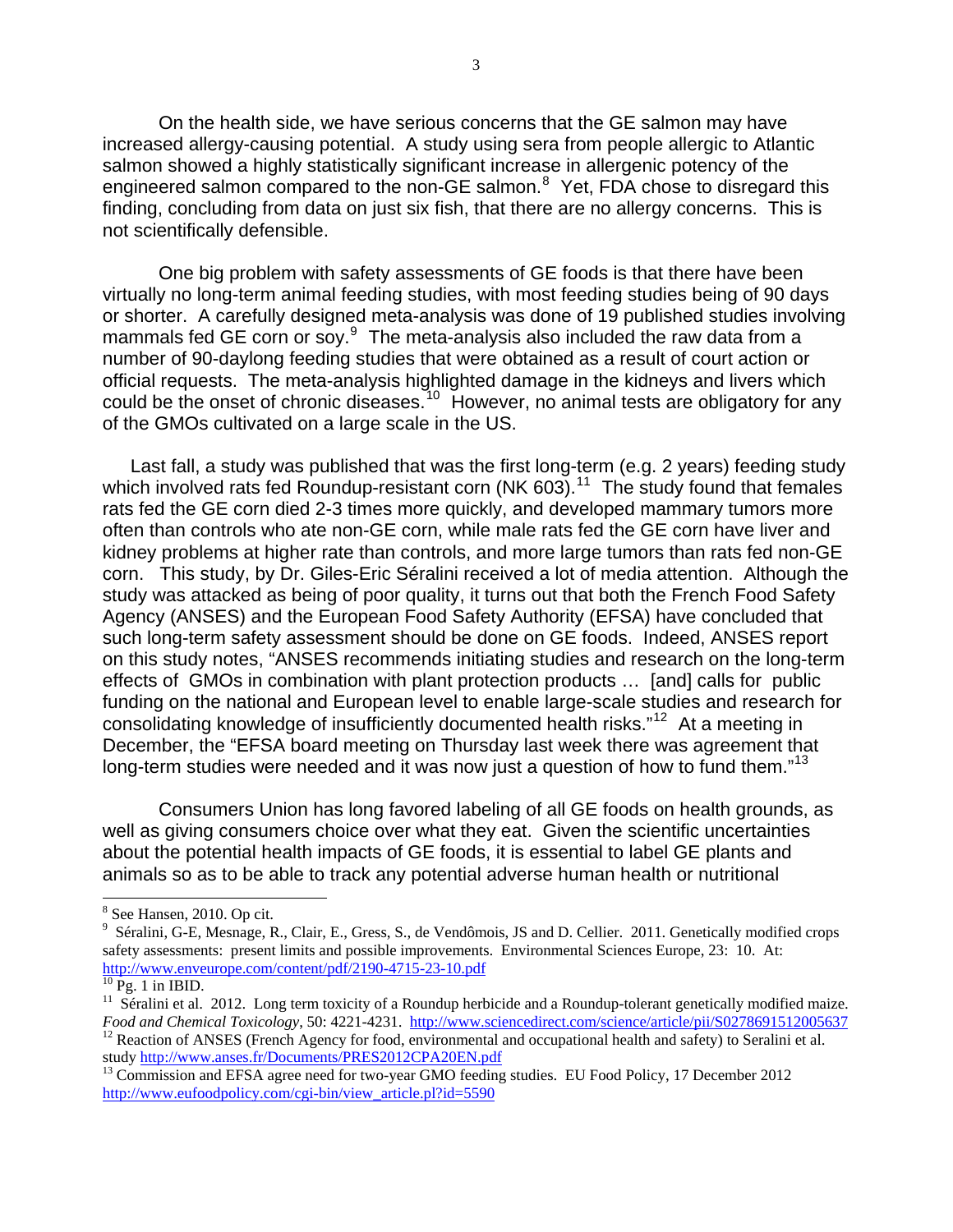On the health side, we have serious concerns that the GE salmon may have increased allergy-causing potential. A study using sera from people allergic to Atlantic salmon showed a highly statistically significant increase in allergenic potency of the engineered salmon compared to the non-GE salmon.[8] Yet, FDA chose to disregard this finding, concluding from data on just six fish, that there are no allergy concerns. This is not scientifically defensible.

One big problem with safety assessments of GE foods is that there have been virtually no long-term animal feeding studies, with most feeding studies being of 90 days or shorter. A carefully designed meta-analysis was done of 19 published studies involving mammals fed GE corn or soy.[9] The meta-analysis also included the raw data from a number of 90-daylong feeding studies that were obtained as a result of court action or official requests. The meta-analysis highlighted damage in the kidneys and livers which could be the onset of chronic diseases.[10] However, no animal tests are obligatory for any of the GMOs cultivated on a large scale in the US.

Last fall, a study was published that was the first long-term (e.g. 2 years) feeding study which involved rats fed Roundup-resistant corn (NK 603).[11] The study found that females rats fed the GE corn died 2-3 times more quickly, and developed mammary tumors more often than controls who ate non-GE corn, while male rats fed the GE corn have liver and kidney problems at higher rate than controls, and more large tumors than rats fed non-GE corn. This study, by Dr. Giles-Eric Séralini received a lot of media attention. Although the study was attacked as being of poor quality, it turns out that both the French Food Safety Agency (ANSES) and the European Food Safety Authority (EFSA) have concluded that such long-term safety assessment should be done on GE foods. Indeed, ANSES report on this study notes, "ANSES recommends initiating studies and research on the long-term effects of GMOs in combination with plant protection products … [and] calls for public funding on the national and European level to enable large-scale studies and research for consolidating knowledge of insufficiently documented health risks."[12] At a meeting in December, the "EFSA board meeting on Thursday last week there was agreement that long-term studies were needed and it was now just a question of how to fund them."[13]

Consumers Union has long favored labeling of all GE foods on health grounds, as well as giving consumers choice over what they eat. Given the scientific uncertainties about the potential health impacts of GE foods, it is essential to label GE plants and animals so as to be able to track any potential adverse human health or nutritional

---

[8] See Hansen, 2010. Op cit.

[9] Séralini, G-E, Mesnage, R., Clair, E., Gress, S., de Vendômois, JS and D. Cellier. 2011. Genetically modified crops safety assessments: present limits and possible improvements. Environmental Sciences Europe, 23: 10. At: http://www.enveurope.com/content/pdf/2190-4715-23-10.pdf

[10] Pg. 1 in IBID.

[11] Séralini et al. 2012. Long term toxicity of a Roundup herbicide and a Roundup-tolerant genetically modified maize. *Food and Chemical Toxicology*, 50: 4221-4231. http://www.sciencedirect.com/science/article/pii/S0278691512005637

[12] Reaction of ANSES (French Agency for food, environmental and occupational health and safety) to Seralini et al. study http://www.anses.fr/Documents/PRES2012CPA20EN.pdf

[13] Commission and EFSA agree need for two-year GMO feeding studies. EU Food Policy, 17 December 2012 http://www.eufoodpolicy.com/cgi-bin/view_article.pl?id=5590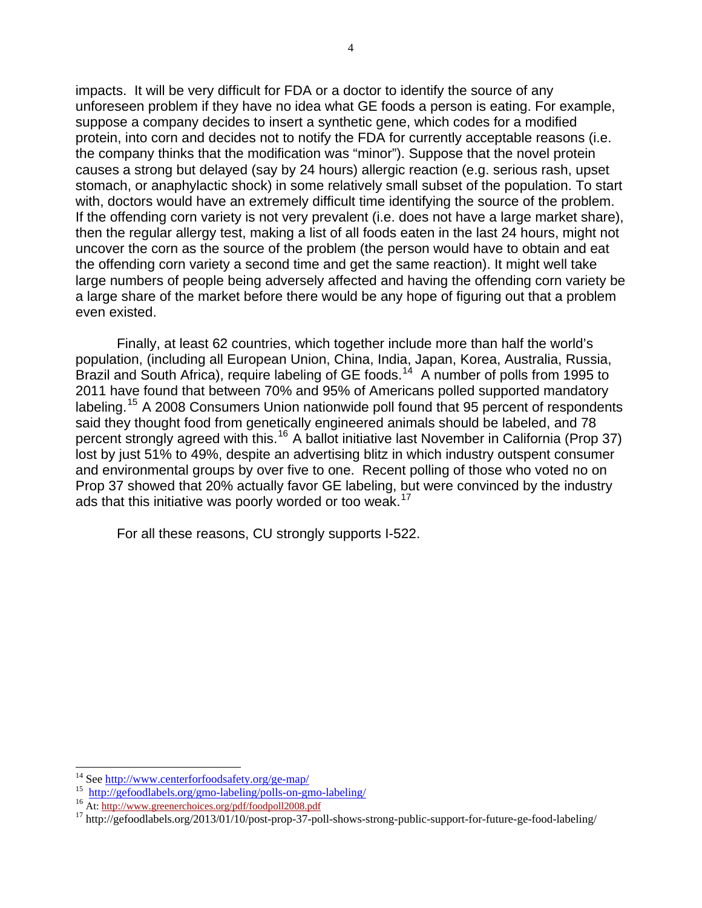impacts. It will be very difficult for FDA or a doctor to identify the source of any unforeseen problem if they have no idea what GE foods a person is eating. For example, suppose a company decides to insert a synthetic gene, which codes for a modified protein, into corn and decides not to notify the FDA for currently acceptable reasons (i.e. the company thinks that the modification was "minor"). Suppose that the novel protein causes a strong but delayed (say by 24 hours) allergic reaction (e.g. serious rash, upset stomach, or anaphylactic shock) in some relatively small subset of the population. To start with, doctors would have an extremely difficult time identifying the source of the problem. If the offending corn variety is not very prevalent (i.e. does not have a large market share), then the regular allergy test, making a list of all foods eaten in the last 24 hours, might not uncover the corn as the source of the problem (the person would have to obtain and eat the offending corn variety a second time and get the same reaction). It might well take large numbers of people being adversely affected and having the offending corn variety be a large share of the market before there would be any hope of figuring out that a problem even existed.

Finally, at least 62 countries, which together include more than half the world's population, (including all European Union, China, India, Japan, Korea, Australia, Russia, Brazil and South Africa), require labeling of GE foods.[14] A number of polls from 1995 to 2011 have found that between 70% and 95% of Americans polled supported mandatory labeling.[15] A 2008 Consumers Union nationwide poll found that 95 percent of respondents said they thought food from genetically engineered animals should be labeled, and 78 percent strongly agreed with this.[16] A ballot initiative last November in California (Prop 37) lost by just 51% to 49%, despite an advertising blitz in which industry outspent consumer and environmental groups by over five to one. Recent polling of those who voted no on Prop 37 showed that 20% actually favor GE labeling, but were convinced by the industry ads that this initiative was poorly worded or too weak.[17]

For all these reasons, CU strongly supports I-522.

---

[14] See http://www.centerforfoodsafety.org/ge-map/

[15] http://gefoodlabels.org/gmo-labeling/polls-on-gmo-labeling/

[16] At: http://www.greenerchoices.org/pdf/foodpoll2008.pdf

[17] http://gefoodlabels.org/2013/01/10/post-prop-37-poll-shows-strong-public-support-for-future-ge-food-labeling/